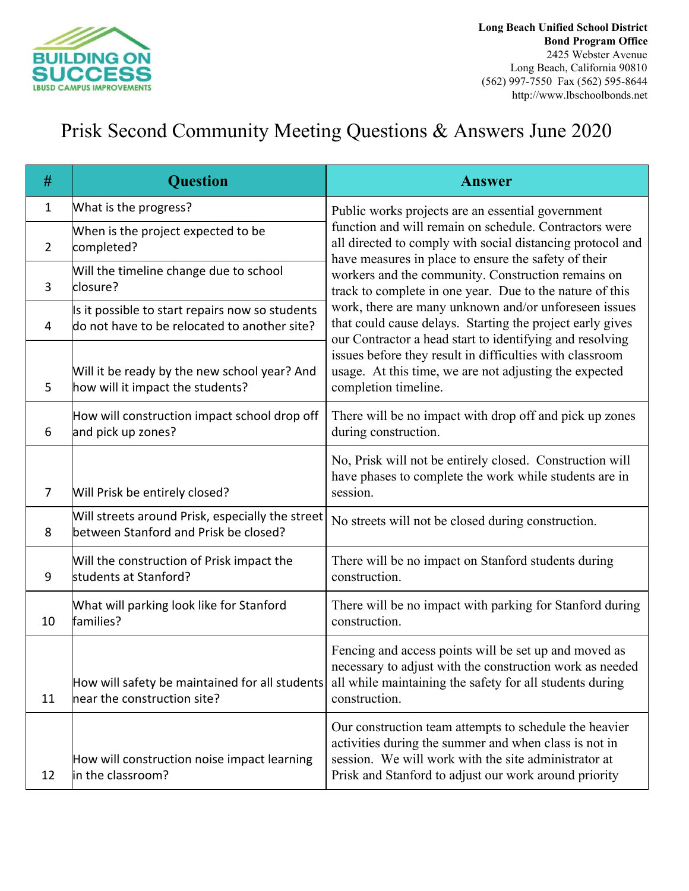BUILDING ON SUCCESS
LBUSD CAMPUS IMPROVEMENTS

**Long Beach Unified School District**
**Bond Program Office**
2425 Webster Avenue
Long Beach, California 90810
(562) 997-7550 Fax (562) 595-8644
http://www.lbschoolbonds.net

# Prisk Second Community Meeting Questions & Answers June 2020

| # | Question | Answer |
|---|---|---|
| 1 | What is the progress? | Public works projects are an essential government function and will remain on schedule. Contractors were all directed to comply with social distancing protocol and have measures in place to ensure the safety of their workers and the community. Construction remains on track to complete in one year. Due to the nature of this work, there are many unknown and/or unforeseen issues that could cause delays. Starting the project early gives our Contractor a head start to identifying and resolving issues before they result in difficulties with classroom usage. At this time, we are not adjusting the expected completion timeline. |
| 2 | When is the project expected to be completed? | |
| 3 | Will the timeline change due to school closure? | |
| 4 | Is it possible to start repairs now so students do not have to be relocated to another site? | |
| 5 | Will it be ready by the new school year? And how will it impact the students? | |
| 6 | How will construction impact school drop off and pick up zones? | There will be no impact with drop off and pick up zones during construction. |
| 7 | Will Prisk be entirely closed? | No, Prisk will not be entirely closed. Construction will have phases to complete the work while students are in session. |
| 8 | Will streets around Prisk, especially the street between Stanford and Prisk be closed? | No streets will not be closed during construction. |
| 9 | Will the construction of Prisk impact the students at Stanford? | There will be no impact on Stanford students during construction. |
| 10 | What will parking look like for Stanford families? | There will be no impact with parking for Stanford during construction. |
| 11 | How will safety be maintained for all students near the construction site? | Fencing and access points will be set up and moved as necessary to adjust with the construction work as needed all while maintaining the safety for all students during construction. |
| 12 | How will construction noise impact learning in the classroom? | Our construction team attempts to schedule the heavier activities during the summer and when class is not in session. We will work with the site administrator at Prisk and Stanford to adjust our work around priority |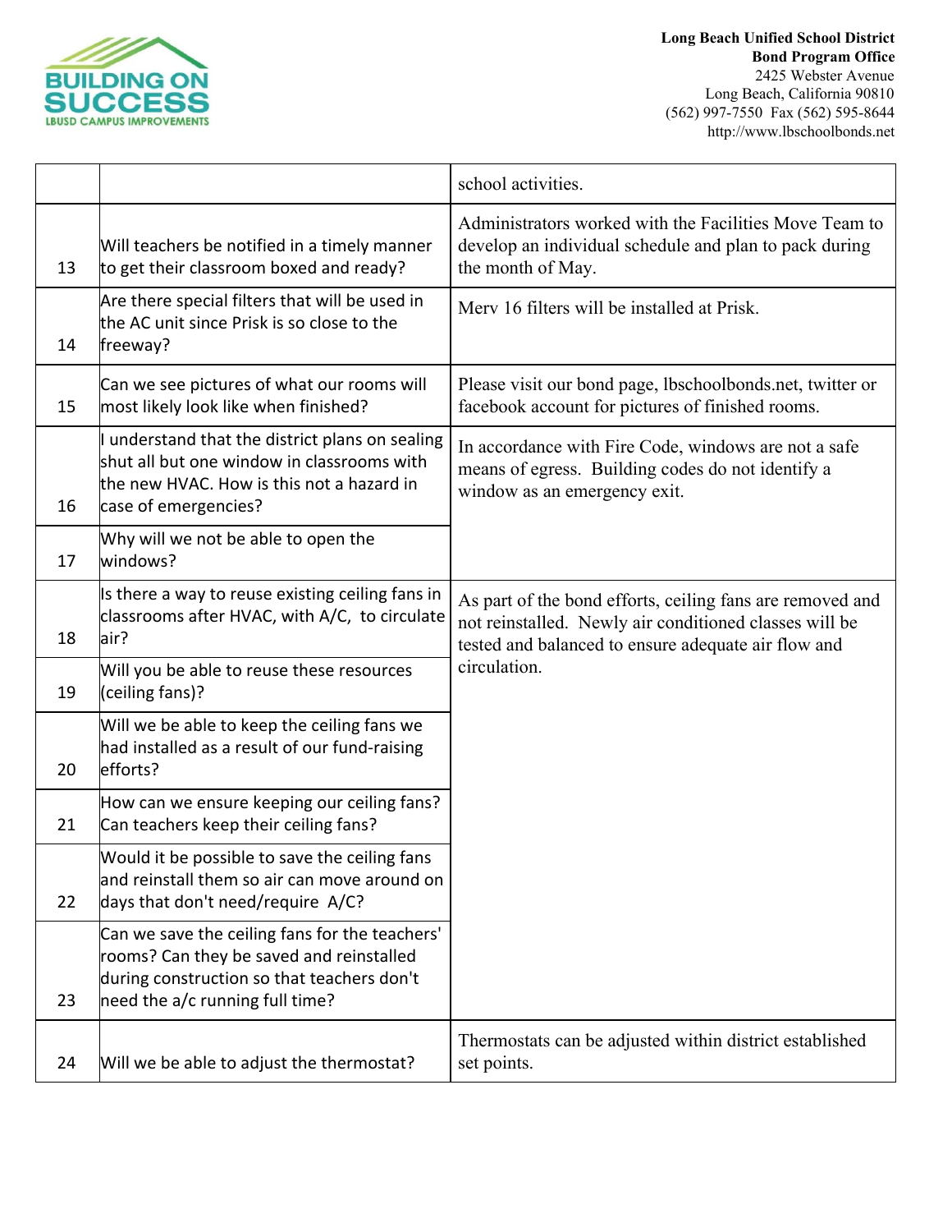| | | school activities. |
|---|---|---|
| 13 | Will teachers be notified in a timely manner to get their classroom boxed and ready? | Administrators worked with the Facilities Move Team to develop an individual schedule and plan to pack during the month of May. |
| 14 | Are there special filters that will be used in the AC unit since Prisk is so close to the freeway? | Merv 16 filters will be installed at Prisk. |
| 15 | Can we see pictures of what our rooms will most likely look like when finished? | Please visit our bond page, lbschoolbonds.net, twitter or facebook account for pictures of finished rooms. |
| 16 | I understand that the district plans on sealing shut all but one window in classrooms with the new HVAC. How is this not a hazard in case of emergencies? | In accordance with Fire Code, windows are not a safe means of egress. Building codes do not identify a window as an emergency exit. |
| 17 | Why will we not be able to open the windows? | |
| 18 | Is there a way to reuse existing ceiling fans in classrooms after HVAC, with A/C, to circulate air? | As part of the bond efforts, ceiling fans are removed and not reinstalled. Newly air conditioned classes will be tested and balanced to ensure adequate air flow and circulation. |
| 19 | Will you be able to reuse these resources (ceiling fans)? | |
| 20 | Will we be able to keep the ceiling fans we had installed as a result of our fund-raising efforts? | |
| 21 | How can we ensure keeping our ceiling fans? Can teachers keep their ceiling fans? | |
| 22 | Would it be possible to save the ceiling fans and reinstall them so air can move around on days that don't need/require A/C? | |
| 23 | Can we save the ceiling fans for the teachers' rooms? Can they be saved and reinstalled during construction so that teachers don't need the a/c running full time? | |
| 24 | Will we be able to adjust the thermostat? | Thermostats can be adjusted within district established set points. |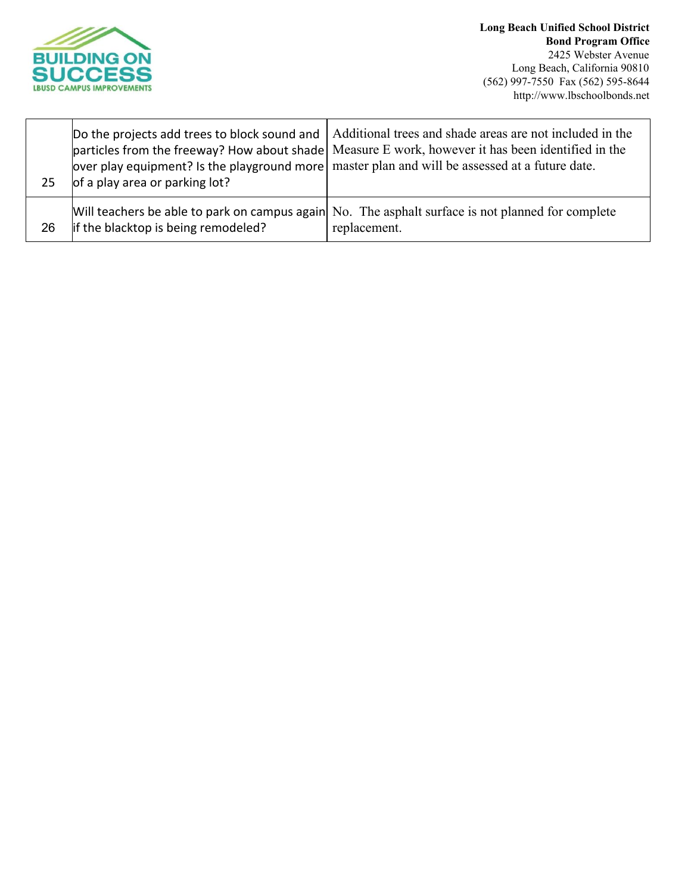| | | |
|---|---|---|
| 25 | Do the projects add trees to block sound and particles from the freeway? How about shade over play equipment? Is the playground more of a play area or parking lot? | Additional trees and shade areas are not included in the Measure E work, however it has been identified in the master plan and will be assessed at a future date. |
| 26 | Will teachers be able to park on campus again if the blacktop is being remodeled? | No. The asphalt surface is not planned for complete replacement. |